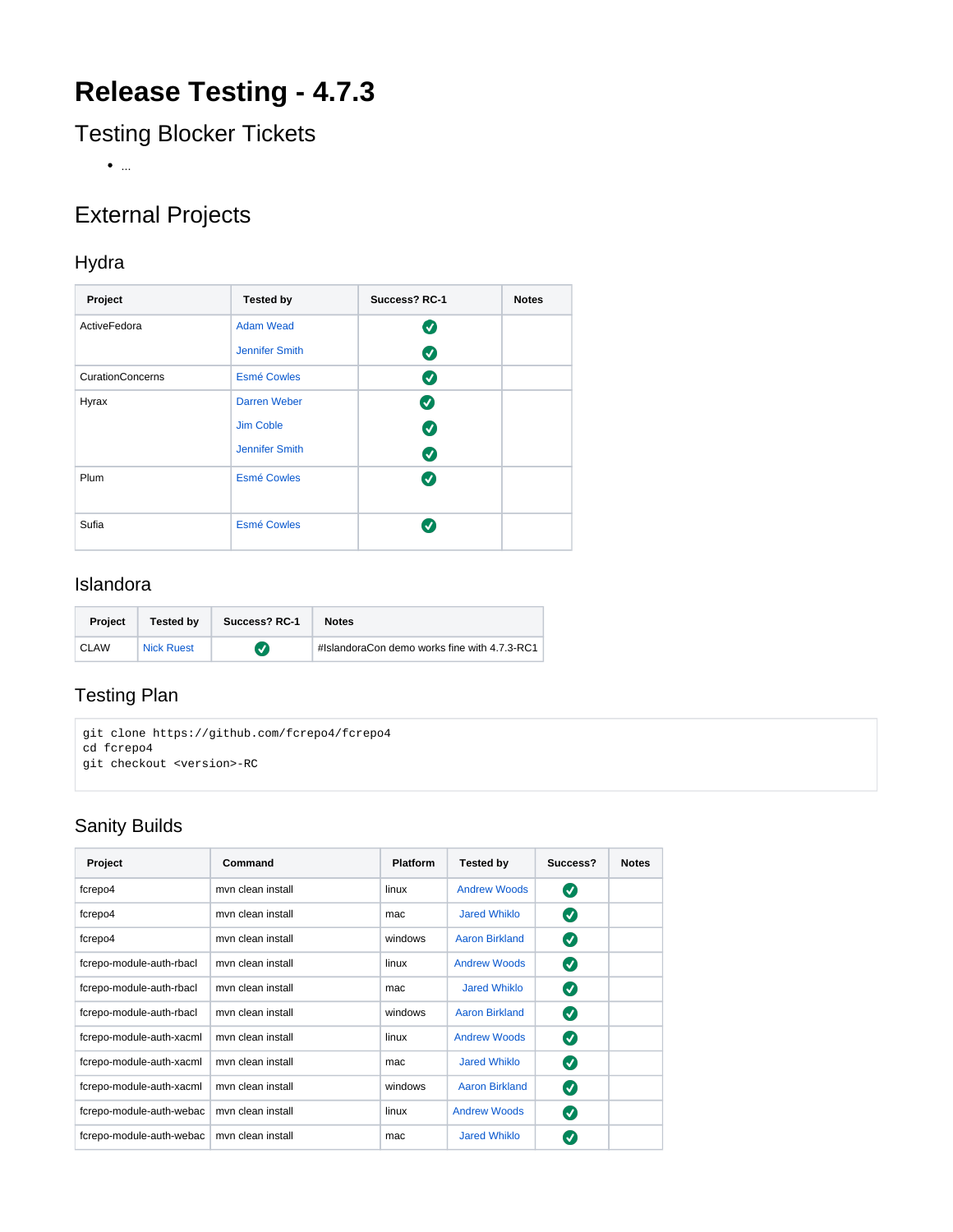# Release Testing - 4.7.3

## Testing Blocker Tickets

- ...

## External Projects

### Hydra

| Project | Tested by | Success? RC-1 | Notes |
|---|---|---|---|
| ActiveFedora | Adam Wead<br>Jennifer Smith | ✅<br>✅ | |
| CurationConcerns | Esmé Cowles | ✅ | |
| Hyrax | Darren Weber<br>Jim Coble<br>Jennifer Smith | ✅<br>✅<br>✅ | |
| Plum | Esmé Cowles | ✅ | |
| Sufia | Esmé Cowles | ✅ | |

### Islandora

| Project | Tested by | Success? RC-1 | Notes |
|---|---|---|---|
| CLAW | Nick Ruest | ✅ | #IslandoraCon demo works fine with 4.7.3-RC1 |

### Testing Plan

```
git clone https://github.com/fcrepo4/fcrepo4
cd fcrepo4
git checkout <version>-RC
```

### Sanity Builds

| Project | Command | Platform | Tested by | Success? | Notes |
|---|---|---|---|---|---|
| fcrepo4 | mvn clean install | linux | Andrew Woods | ✅ | |
| fcrepo4 | mvn clean install | mac | Jared Whiklo | ✅ | |
| fcrepo4 | mvn clean install | windows | Aaron Birkland | ✅ | |
| fcrepo-module-auth-rbacl | mvn clean install | linux | Andrew Woods | ✅ | |
| fcrepo-module-auth-rbacl | mvn clean install | mac | Jared Whiklo | ✅ | |
| fcrepo-module-auth-rbacl | mvn clean install | windows | Aaron Birkland | ✅ | |
| fcrepo-module-auth-xacml | mvn clean install | linux | Andrew Woods | ✅ | |
| fcrepo-module-auth-xacml | mvn clean install | mac | Jared Whiklo | ✅ | |
| fcrepo-module-auth-xacml | mvn clean install | windows | Aaron Birkland | ✅ | |
| fcrepo-module-auth-webac | mvn clean install | linux | Andrew Woods | ✅ | |
| fcrepo-module-auth-webac | mvn clean install | mac | Jared Whiklo | ✅ | |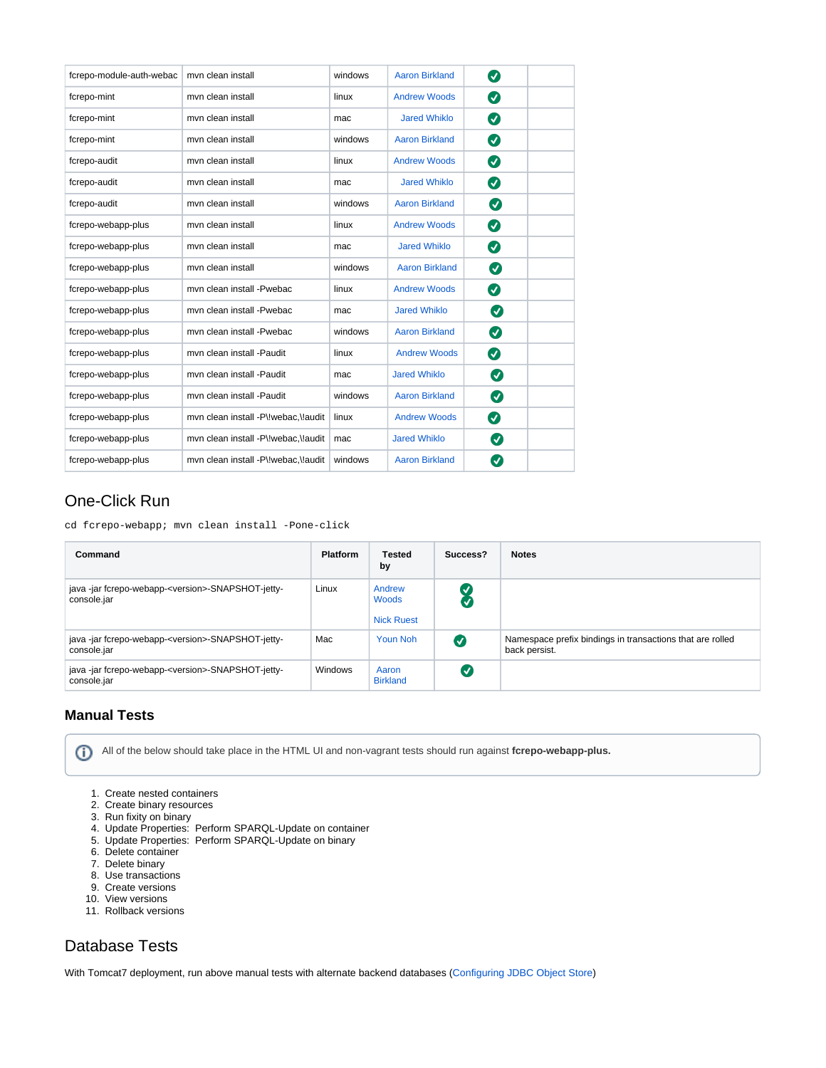| | | | | | |
|---|---|---|---|---|---|
| fcrepo-module-auth-webac | mvn clean install | windows | Aaron Birkland | ✅ | |
| fcrepo-mint | mvn clean install | linux | Andrew Woods | ✅ | |
| fcrepo-mint | mvn clean install | mac | Jared Whiklo | ✅ | |
| fcrepo-mint | mvn clean install | windows | Aaron Birkland | ✅ | |
| fcrepo-audit | mvn clean install | linux | Andrew Woods | ✅ | |
| fcrepo-audit | mvn clean install | mac | Jared Whiklo | ✅ | |
| fcrepo-audit | mvn clean install | windows | Aaron Birkland | ✅ | |
| fcrepo-webapp-plus | mvn clean install | linux | Andrew Woods | ✅ | |
| fcrepo-webapp-plus | mvn clean install | mac | Jared Whiklo | ✅ | |
| fcrepo-webapp-plus | mvn clean install | windows | Aaron Birkland | ✅ | |
| fcrepo-webapp-plus | mvn clean install -Pwebac | linux | Andrew Woods | ✅ | |
| fcrepo-webapp-plus | mvn clean install -Pwebac | mac | Jared Whiklo | ✅ | |
| fcrepo-webapp-plus | mvn clean install -Pwebac | windows | Aaron Birkland | ✅ | |
| fcrepo-webapp-plus | mvn clean install -Paudit | linux | Andrew Woods | ✅ | |
| fcrepo-webapp-plus | mvn clean install -Paudit | mac | Jared Whiklo | ✅ | |
| fcrepo-webapp-plus | mvn clean install -Paudit | windows | Aaron Birkland | ✅ | |
| fcrepo-webapp-plus | mvn clean install -P\!webac,\!audit | linux | Andrew Woods | ✅ | |
| fcrepo-webapp-plus | mvn clean install -P\!webac,\!audit | mac | Jared Whiklo | ✅ | |
| fcrepo-webapp-plus | mvn clean install -P\!webac,\!audit | windows | Aaron Birkland | ✅ | |

## One-Click Run

```
cd fcrepo-webapp; mvn clean install -Pone-click
```

| Command | Platform | Tested by | Success? | Notes |
|---|---|---|---|---|
| java -jar fcrepo-webapp-<version>-SNAPSHOT-jetty-console.jar | Linux | Andrew Woods<br>Nick Ruest | ✅ ✅ | |
| java -jar fcrepo-webapp-<version>-SNAPSHOT-jetty-console.jar | Mac | Youn Noh | ✅ | Namespace prefix bindings in transactions that are rolled back persist. |
| java -jar fcrepo-webapp-<version>-SNAPSHOT-jetty-console.jar | Windows | Aaron Birkland | ✅ | |

### Manual Tests

ⓘ All of the below should take place in the HTML UI and non-vagrant tests should run against **fcrepo-webapp-plus.**

1. Create nested containers
2. Create binary resources
3. Run fixity on binary
4. Update Properties: Perform SPARQL-Update on container
5. Update Properties: Perform SPARQL-Update on binary
6. Delete container
7. Delete binary
8. Use transactions
9. Create versions
10. View versions
11. Rollback versions

## Database Tests

With Tomcat7 deployment, run above manual tests with alternate backend databases (Configuring JDBC Object Store)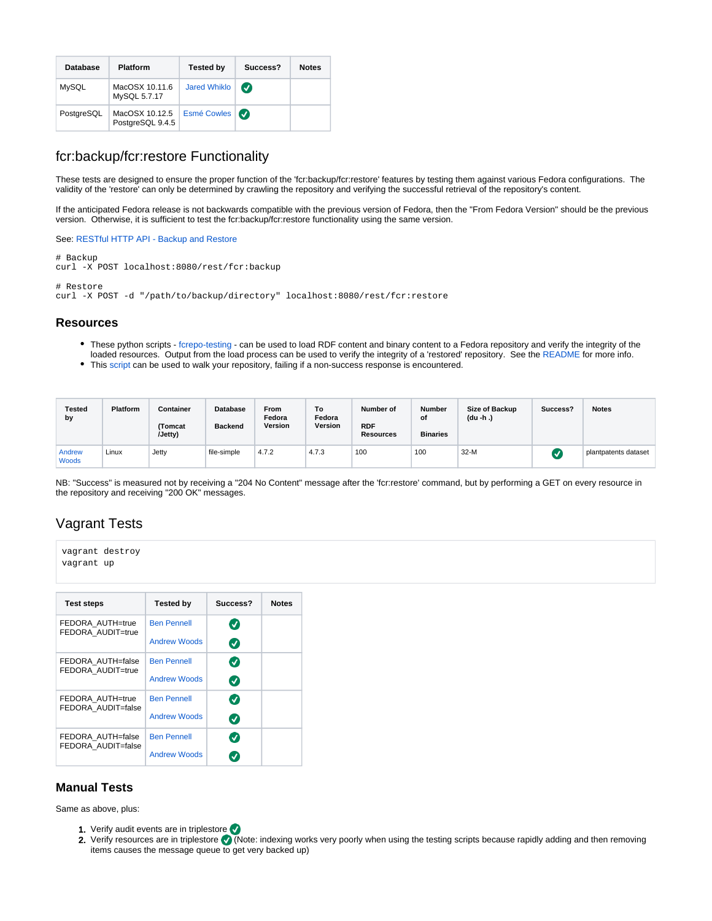| Database | Platform | Tested by | Success? | Notes |
|---|---|---|---|---|
| MySQL | MacOSX 10.11.6 MySQL 5.7.17 | Jared Whiklo | ✅ | |
| PostgreSQL | MacOSX 10.12.5 PostgreSQL 9.4.5 | Esmé Cowles | ✅ | |

## fcr:backup/fcr:restore Functionality

These tests are designed to ensure the proper function of the 'fcr:backup/fcr:restore' features by testing them against various Fedora configurations. The validity of the 'restore' can only be determined by crawling the repository and verifying the successful retrieval of the repository's content.

If the anticipated Fedora release is not backwards compatible with the previous version of Fedora, then the "From Fedora Version" should be the previous version. Otherwise, it is sufficient to test the fcr:backup/fcr:restore functionality using the same version.

See: RESTful HTTP API - Backup and Restore

```
# Backup
curl -X POST localhost:8080/rest/fcr:backup

# Restore
curl -X POST -d "/path/to/backup/directory" localhost:8080/rest/fcr:restore
```

### Resources

- These python scripts - fcrepo-testing - can be used to load RDF content and binary content to a Fedora repository and verify the integrity of the loaded resources. Output from the load process can be used to verify the integrity of a 'restored' repository. See the README for more info.
- This script can be used to walk your repository, failing if a non-success response is encountered.

| Tested by | Platform | Container (Tomcat /Jetty) | Database Backend | From Fedora Version | To Fedora Version | Number of RDF Resources | Number of Binaries | Size of Backup (du -h .) | Success? | Notes |
|---|---|---|---|---|---|---|---|---|---|---|
| Andrew Woods | Linux | Jetty | file-simple | 4.7.2 | 4.7.3 | 100 | 100 | 32-M | ✅ | plantpatents dataset |

NB: "Success" is measured not by receiving a "204 No Content" message after the 'fcr:restore' command, but by performing a GET on every resource in the repository and receiving "200 OK" messages.

## Vagrant Tests

```
vagrant destroy
vagrant up
```

| Test steps | Tested by | Success? | Notes |
|---|---|---|---|
| FEDORA_AUTH=true FEDORA_AUDIT=true | Ben Pennell | ✅ | |
| | Andrew Woods | ✅ | |
| FEDORA_AUTH=false FEDORA_AUDIT=true | Ben Pennell | ✅ | |
| | Andrew Woods | ✅ | |
| FEDORA_AUTH=true FEDORA_AUDIT=false | Ben Pennell | ✅ | |
| | Andrew Woods | ✅ | |
| FEDORA_AUTH=false FEDORA_AUDIT=false | Ben Pennell | ✅ | |
| | Andrew Woods | ✅ | |

### Manual Tests

Same as above, plus:

1. Verify audit events are in triplestore ✅
2. Verify resources are in triplestore ✅ (Note: indexing works very poorly when using the testing scripts because rapidly adding and then removing items causes the message queue to get very backed up)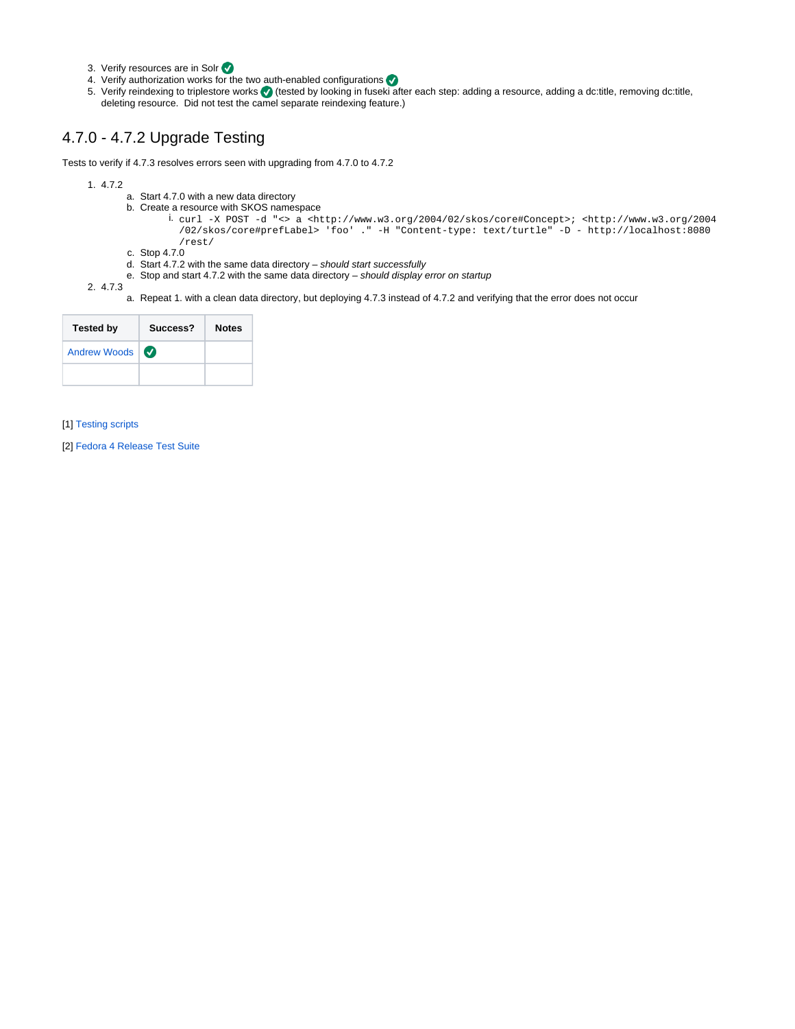3. Verify resources are in Solr ✅
4. Verify authorization works for the two auth-enabled configurations ✅
5. Verify reindexing to triplestore works ✅ (tested by looking in fuseki after each step: adding a resource, adding a dc:title, removing dc:title, deleting resource.  Did not test the camel separate reindexing feature.)

## 4.7.0 - 4.7.2 Upgrade Testing

Tests to verify if 4.7.3 resolves errors seen with upgrading from 4.7.0 to 4.7.2

1. 4.7.2
   a. Start 4.7.0 with a new data directory
   b. Create a resource with SKOS namespace
      i. `curl -X POST -d "<> a <http://www.w3.org/2004/02/skos/core#Concept>; <http://www.w3.org/2004/02/skos/core#prefLabel> 'foo' ." -H "Content-type: text/turtle" -D - http://localhost:8080/rest/`
   c. Stop 4.7.0
   d. Start 4.7.2 with the same data directory – *should start successfully*
   e. Stop and start 4.7.2 with the same data directory – *should display error on startup*
2. 4.7.3
   a. Repeat 1. with a clean data directory, but deploying 4.7.3 instead of 4.7.2 and verifying that the error does not occur

| Tested by | Success? | Notes |
| --- | --- | --- |
| Andrew Woods | ✅ | |
| | | |

[1] Testing scripts

[2] Fedora 4 Release Test Suite